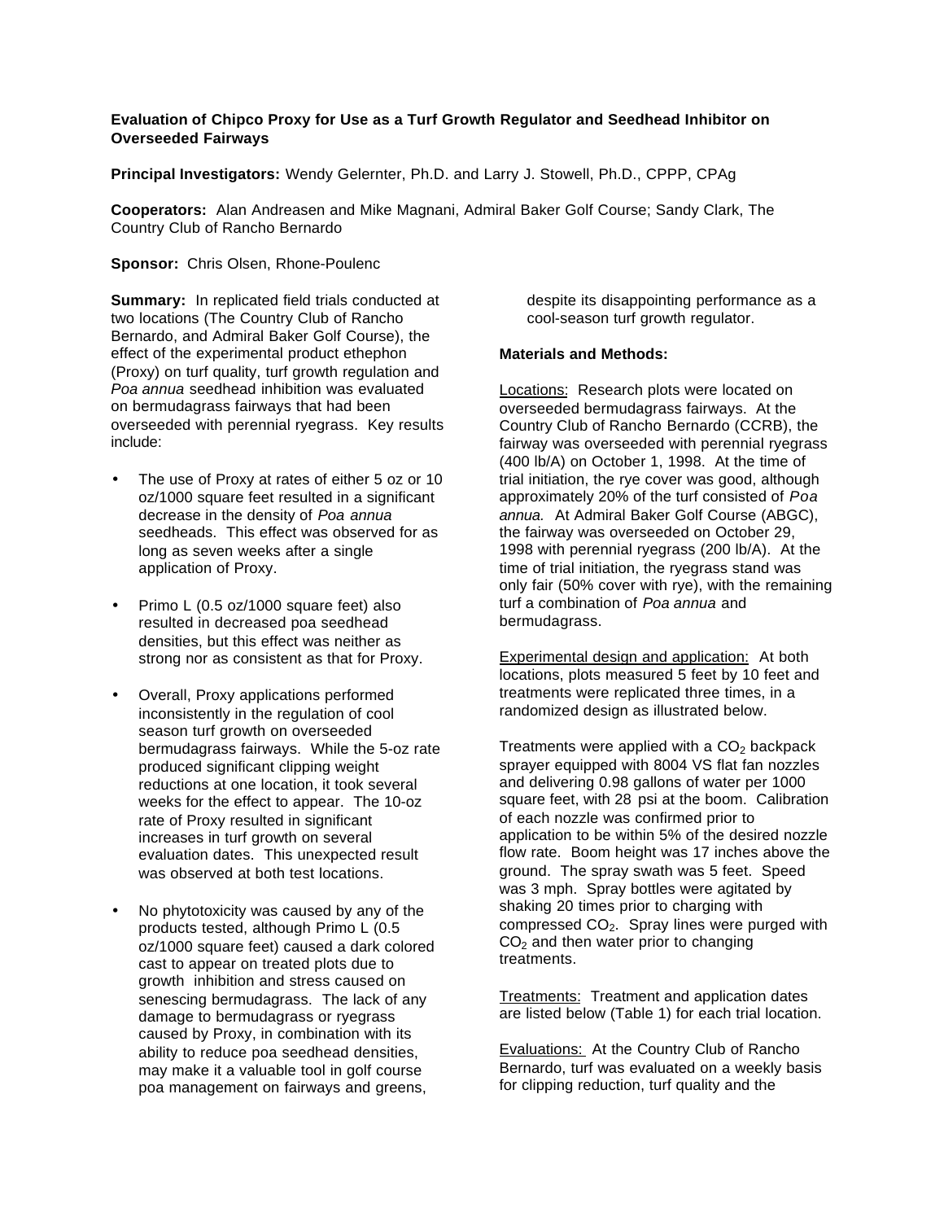**Evaluation of Chipco Proxy for Use as a Turf Growth Regulator and Seedhead Inhibitor on Overseeded Fairways**

**Principal Investigators:** Wendy Gelernter, Ph.D. and Larry J. Stowell, Ph.D., CPPP, CPAg

**Cooperators:** Alan Andreasen and Mike Magnani, Admiral Baker Golf Course; Sandy Clark, The Country Club of Rancho Bernardo

**Sponsor:** Chris Olsen, Rhone-Poulenc

**Summary:** In replicated field trials conducted at two locations (The Country Club of Rancho Bernardo, and Admiral Baker Golf Course), the effect of the experimental product ethephon (Proxy) on turf quality, turf growth regulation and *Poa annua* seedhead inhibition was evaluated on bermudagrass fairways that had been overseeded with perennial ryegrass. Key results include:

- The use of Proxy at rates of either 5 oz or 10 oz/1000 square feet resulted in a significant decrease in the density of *Poa annua* seedheads. This effect was observed for as long as seven weeks after a single application of Proxy.
- Primo L (0.5 oz/1000 square feet) also resulted in decreased poa seedhead densities, but this effect was neither as strong nor as consistent as that for Proxy.
- Overall, Proxy applications performed inconsistently in the regulation of cool season turf growth on overseeded bermudagrass fairways. While the 5-oz rate produced significant clipping weight reductions at one location, it took several weeks for the effect to appear. The 10-oz rate of Proxy resulted in significant increases in turf growth on several evaluation dates. This unexpected result was observed at both test locations.
- No phytotoxicity was caused by any of the products tested, although Primo L (0.5 oz/1000 square feet) caused a dark colored cast to appear on treated plots due to growth inhibition and stress caused on senescing bermudagrass. The lack of any damage to bermudagrass or ryegrass caused by Proxy, in combination with its ability to reduce poa seedhead densities, may make it a valuable tool in golf course poa management on fairways and greens, despite its disappointing performance as a cool-season turf growth regulator.

**Materials and Methods:**

Locations: Research plots were located on overseeded bermudagrass fairways. At the Country Club of Rancho Bernardo (CCRB), the fairway was overseeded with perennial ryegrass (400 lb/A) on October 1, 1998. At the time of trial initiation, the rye cover was good, although approximately 20% of the turf consisted of *Poa annua.* At Admiral Baker Golf Course (ABGC), the fairway was overseeded on October 29, 1998 with perennial ryegrass (200 lb/A). At the time of trial initiation, the ryegrass stand was only fair (50% cover with rye), with the remaining turf a combination of *Poa annua* and bermudagrass.

Experimental design and application: At both locations, plots measured 5 feet by 10 feet and treatments were replicated three times, in a randomized design as illustrated below.

Treatments were applied with a $CO_2$ backpack sprayer equipped with 8004 VS flat fan nozzles and delivering 0.98 gallons of water per 1000 square feet, with 28 psi at the boom. Calibration of each nozzle was confirmed prior to application to be within 5% of the desired nozzle flow rate. Boom height was 17 inches above the ground. The spray swath was 5 feet. Speed was 3 mph. Spray bottles were agitated by shaking 20 times prior to charging with compressed $CO_2$. Spray lines were purged with $CO_2$ and then water prior to changing treatments.

Treatments: Treatment and application dates are listed below (Table 1) for each trial location.

Evaluations: At the Country Club of Rancho Bernardo, turf was evaluated on a weekly basis for clipping reduction, turf quality and the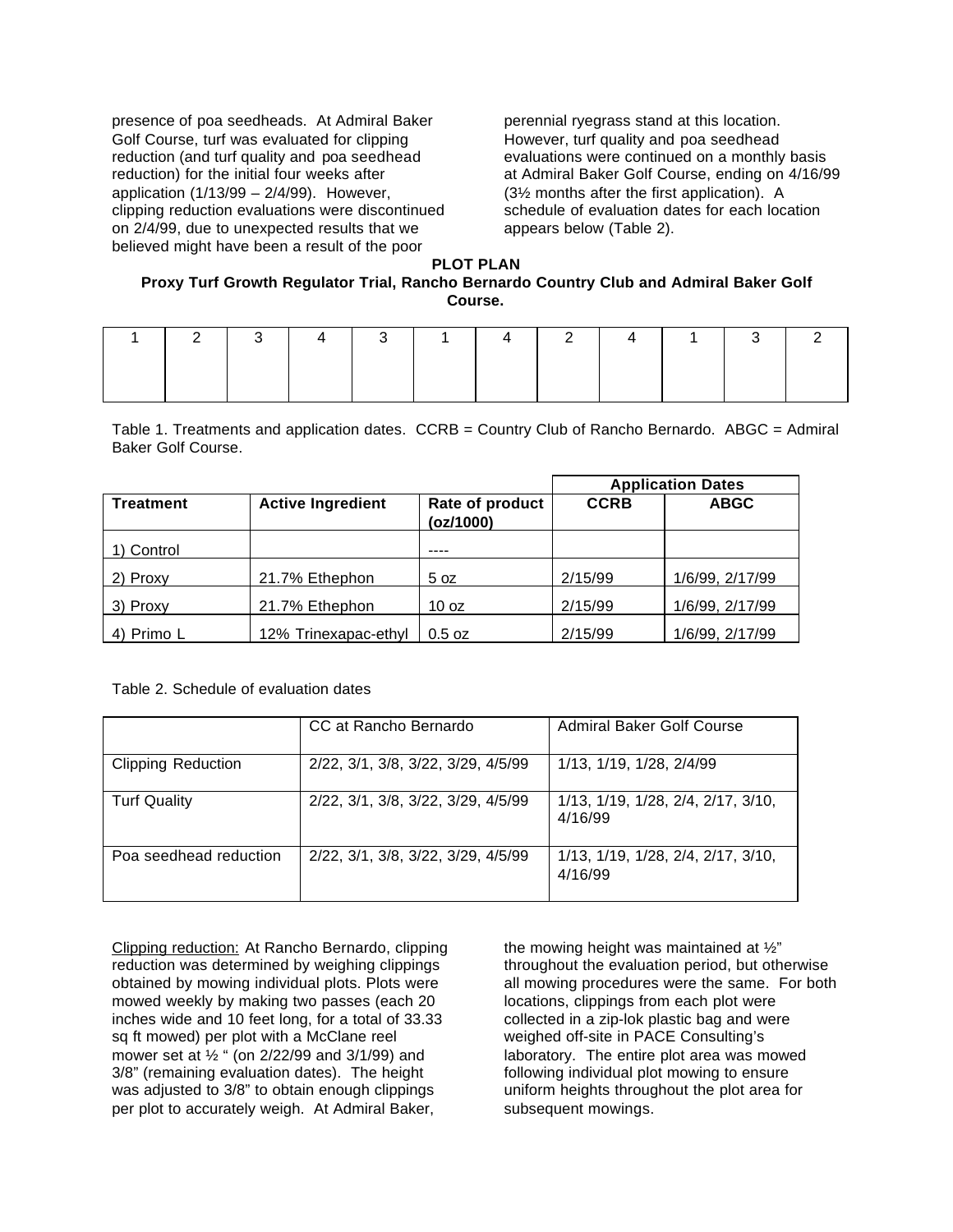presence of poa seedheads. At Admiral Baker Golf Course, turf was evaluated for clipping reduction (and turf quality and poa seedhead reduction) for the initial four weeks after application (1/13/99 – 2/4/99). However, clipping reduction evaluations were discontinued on 2/4/99, due to unexpected results that we believed might have been a result of the poor perennial ryegrass stand at this location. However, turf quality and poa seedhead evaluations were continued on a monthly basis at Admiral Baker Golf Course, ending on 4/16/99 (3½ months after the first application). A schedule of evaluation dates for each location appears below (Table 2).

**PLOT PLAN**

**Proxy Turf Growth Regulator Trial, Rancho Bernardo Country Club and Admiral Baker Golf Course.**

| 1 | 2 | 3 | 4 | 3 | 1 | 4 | 2 | 4 | 1 | 3 | 2 |
|---|---|---|---|---|---|---|---|---|---|---|---|
| | | | | | | | | | | | |

Table 1. Treatments and application dates. CCRB = Country Club of Rancho Bernardo. ABGC = Admiral Baker Golf Course.

| | | | Application Dates | |
|---|---|---|---|---|
| **Treatment** | **Active Ingredient** | **Rate of product (oz/1000)** | **CCRB** | **ABGC** |
| 1) Control | | ---- | | |
| 2) Proxy | 21.7% Ethephon | 5 oz | 2/15/99 | 1/6/99, 2/17/99 |
| 3) Proxy | 21.7% Ethephon | 10 oz | 2/15/99 | 1/6/99, 2/17/99 |
| 4) Primo L | 12% Trinexapac-ethyl | 0.5 oz | 2/15/99 | 1/6/99, 2/17/99 |

Table 2. Schedule of evaluation dates

| | CC at Rancho Bernardo | Admiral Baker Golf Course |
|---|---|---|
| Clipping Reduction | 2/22, 3/1, 3/8, 3/22, 3/29, 4/5/99 | 1/13, 1/19, 1/28, 2/4/99 |
| Turf Quality | 2/22, 3/1, 3/8, 3/22, 3/29, 4/5/99 | 1/13, 1/19, 1/28, 2/4, 2/17, 3/10, 4/16/99 |
| Poa seedhead reduction | 2/22, 3/1, 3/8, 3/22, 3/29, 4/5/99 | 1/13, 1/19, 1/28, 2/4, 2/17, 3/10, 4/16/99 |

Clipping reduction: At Rancho Bernardo, clipping reduction was determined by weighing clippings obtained by mowing individual plots. Plots were mowed weekly by making two passes (each 20 inches wide and 10 feet long, for a total of 33.33 sq ft mowed) per plot with a McClane reel mower set at ½ " (on 2/22/99 and 3/1/99) and 3/8" (remaining evaluation dates). The height was adjusted to 3/8" to obtain enough clippings per plot to accurately weigh. At Admiral Baker, the mowing height was maintained at ½" throughout the evaluation period, but otherwise all mowing procedures were the same. For both locations, clippings from each plot were collected in a zip-lok plastic bag and were weighed off-site in PACE Consulting's laboratory. The entire plot area was mowed following individual plot mowing to ensure uniform heights throughout the plot area for subsequent mowings.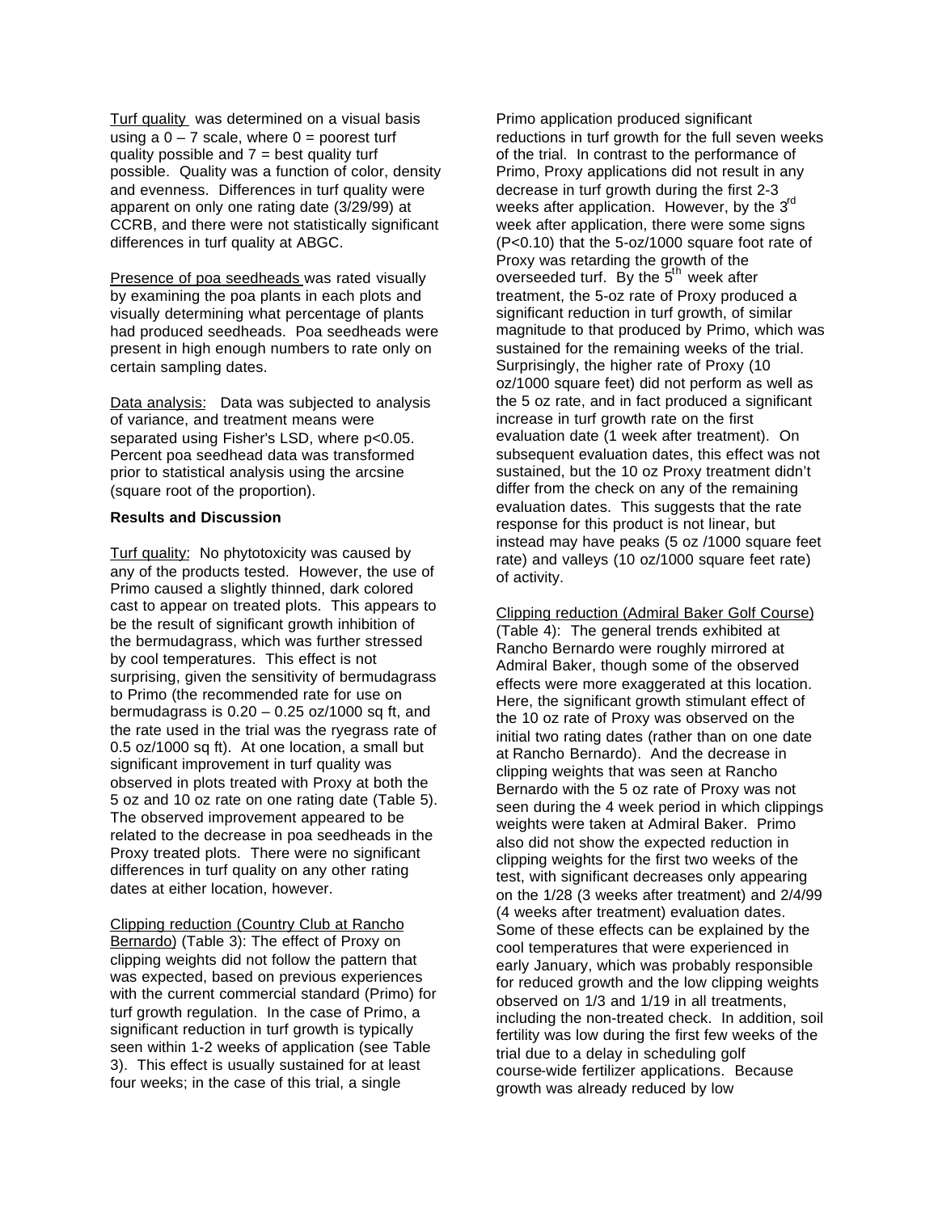Turf quality was determined on a visual basis using a 0 – 7 scale, where 0 = poorest turf quality possible and 7 = best quality turf possible. Quality was a function of color, density and evenness. Differences in turf quality were apparent on only one rating date (3/29/99) at CCRB, and there were not statistically significant differences in turf quality at ABGC.

Presence of poa seedheads was rated visually by examining the poa plants in each plots and visually determining what percentage of plants had produced seedheads. Poa seedheads were present in high enough numbers to rate only on certain sampling dates.

Data analysis: Data was subjected to analysis of variance, and treatment means were separated using Fisher's LSD, where $p<0.05$. Percent poa seedhead data was transformed prior to statistical analysis using the arcsine (square root of the proportion).

**Results and Discussion**

Turf quality: No phytotoxicity was caused by any of the products tested. However, the use of Primo caused a slightly thinned, dark colored cast to appear on treated plots. This appears to be the result of significant growth inhibition of the bermudagrass, which was further stressed by cool temperatures. This effect is not surprising, given the sensitivity of bermudagrass to Primo (the recommended rate for use on bermudagrass is 0.20 – 0.25 oz/1000 sq ft, and the rate used in the trial was the ryegrass rate of 0.5 oz/1000 sq ft). At one location, a small but significant improvement in turf quality was observed in plots treated with Proxy at both the 5 oz and 10 oz rate on one rating date (Table 5). The observed improvement appeared to be related to the decrease in poa seedheads in the Proxy treated plots. There were no significant differences in turf quality on any other rating dates at either location, however.

Clipping reduction (Country Club at Rancho Bernardo) (Table 3): The effect of Proxy on clipping weights did not follow the pattern that was expected, based on previous experiences with the current commercial standard (Primo) for turf growth regulation. In the case of Primo, a significant reduction in turf growth is typically seen within 1-2 weeks of application (see Table 3). This effect is usually sustained for at least four weeks; in the case of this trial, a single Primo application produced significant reductions in turf growth for the full seven weeks of the trial. In contrast to the performance of Primo, Proxy applications did not result in any decrease in turf growth during the first 2-3 weeks after application. However, by the 3rd week after application, there were some signs ($P<0.10$) that the 5-oz/1000 square foot rate of Proxy was retarding the growth of the overseeded turf. By the 5th week after treatment, the 5-oz rate of Proxy produced a significant reduction in turf growth, of similar magnitude to that produced by Primo, which was sustained for the remaining weeks of the trial. Surprisingly, the higher rate of Proxy (10 oz/1000 square feet) did not perform as well as the 5 oz rate, and in fact produced a significant increase in turf growth rate on the first evaluation date (1 week after treatment). On subsequent evaluation dates, this effect was not sustained, but the 10 oz Proxy treatment didn't differ from the check on any of the remaining evaluation dates. This suggests that the rate response for this product is not linear, but instead may have peaks (5 oz /1000 square feet rate) and valleys (10 oz/1000 square feet rate) of activity.

Clipping reduction (Admiral Baker Golf Course) (Table 4): The general trends exhibited at Rancho Bernardo were roughly mirrored at Admiral Baker, though some of the observed effects were more exaggerated at this location. Here, the significant growth stimulant effect of the 10 oz rate of Proxy was observed on the initial two rating dates (rather than on one date at Rancho Bernardo). And the decrease in clipping weights that was seen at Rancho Bernardo with the 5 oz rate of Proxy was not seen during the 4 week period in which clippings weights were taken at Admiral Baker. Primo also did not show the expected reduction in clipping weights for the first two weeks of the test, with significant decreases only appearing on the 1/28 (3 weeks after treatment) and 2/4/99 (4 weeks after treatment) evaluation dates. Some of these effects can be explained by the cool temperatures that were experienced in early January, which was probably responsible for reduced growth and the low clipping weights observed on 1/3 and 1/19 in all treatments, including the non-treated check. In addition, soil fertility was low during the first few weeks of the trial due to a delay in scheduling golf course-wide fertilizer applications. Because growth was already reduced by low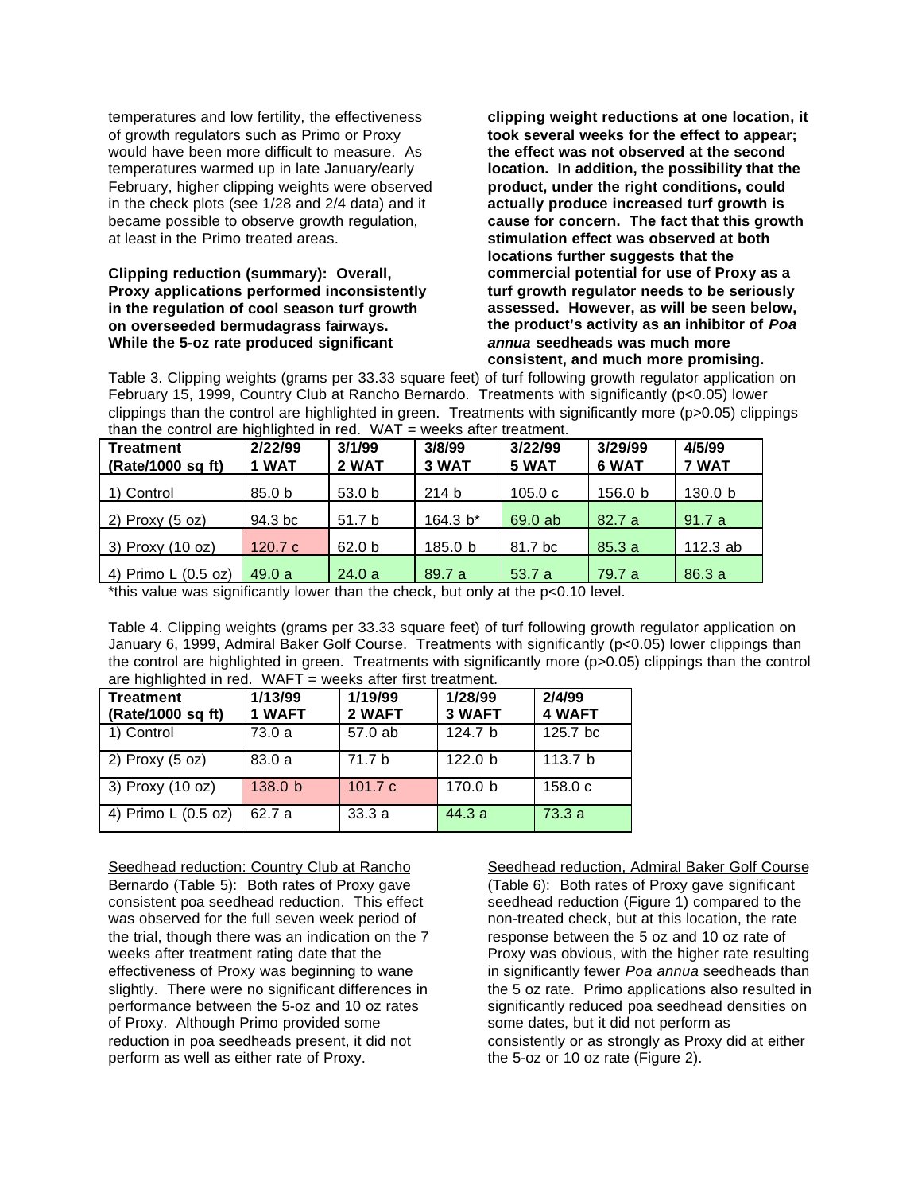temperatures and low fertility, the effectiveness of growth regulators such as Primo or Proxy would have been more difficult to measure. As temperatures warmed up in late January/early February, higher clipping weights were observed in the check plots (see 1/28 and 2/4 data) and it became possible to observe growth regulation, at least in the Primo treated areas.

**Clipping reduction (summary): Overall, Proxy applications performed inconsistently in the regulation of cool season turf growth on overseeded bermudagrass fairways. While the 5-oz rate produced significant clipping weight reductions at one location, it took several weeks for the effect to appear; the effect was not observed at the second location. In addition, the possibility that the product, under the right conditions, could actually produce increased turf growth is cause for concern. The fact that this growth stimulation effect was observed at both locations further suggests that the commercial potential for use of Proxy as a turf growth regulator needs to be seriously assessed. However, as will be seen below, the product's activity as an inhibitor of *Poa annua* seedheads was much more consistent, and much more promising.**

Table 3. Clipping weights (grams per 33.33 square feet) of turf following growth regulator application on February 15, 1999, Country Club at Rancho Bernardo. Treatments with significantly (p<0.05) lower clippings than the control are highlighted in green. Treatments with significantly more (p>0.05) clippings than the control are highlighted in red. WAT = weeks after treatment.

| Treatment (Rate/1000 sq ft) | 2/22/99 1 WAT | 3/1/99 2 WAT | 3/8/99 3 WAT | 3/22/99 5 WAT | 3/29/99 6 WAT | 4/5/99 7 WAT |
|---|---|---|---|---|---|---|
| 1) Control | 85.0 b | 53.0 b | 214 b | 105.0 c | 156.0 b | 130.0 b |
| 2) Proxy (5 oz) | 94.3 bc | 51.7 b | 164.3 b* | 69.0 ab | 82.7 a | 91.7 a |
| 3) Proxy (10 oz) | 120.7 c | 62.0 b | 185.0 b | 81.7 bc | 85.3 a | 112.3 ab |
| 4) Primo L (0.5 oz) | 49.0 a | 24.0 a | 89.7 a | 53.7 a | 79.7 a | 86.3 a |

*this value was significantly lower than the check, but only at the p<0.10 level.

Table 4. Clipping weights (grams per 33.33 square feet) of turf following growth regulator application on January 6, 1999, Admiral Baker Golf Course. Treatments with significantly (p<0.05) lower clippings than the control are highlighted in green. Treatments with significantly more (p>0.05) clippings than the control are highlighted in red. WAFT = weeks after first treatment.

| Treatment (Rate/1000 sq ft) | 1/13/99 1 WAFT | 1/19/99 2 WAFT | 1/28/99 3 WAFT | 2/4/99 4 WAFT |
|---|---|---|---|---|
| 1) Control | 73.0 a | 57.0 ab | 124.7 b | 125.7 bc |
| 2) Proxy (5 oz) | 83.0 a | 71.7 b | 122.0 b | 113.7 b |
| 3) Proxy (10 oz) | 138.0 b | 101.7 c | 170.0 b | 158.0 c |
| 4) Primo L (0.5 oz) | 62.7 a | 33.3 a | 44.3 a | 73.3 a |

<u>Seedhead reduction: Country Club at Rancho Bernardo (Table 5):</u> Both rates of Proxy gave consistent poa seedhead reduction. This effect was observed for the full seven week period of the trial, though there was an indication on the 7 weeks after treatment rating date that the effectiveness of Proxy was beginning to wane slightly. There were no significant differences in performance between the 5-oz and 10 oz rates of Proxy. Although Primo provided some reduction in poa seedheads present, it did not perform as well as either rate of Proxy.

<u>Seedhead reduction, Admiral Baker Golf Course (Table 6):</u> Both rates of Proxy gave significant seedhead reduction (Figure 1) compared to the non-treated check, but at this location, the rate response between the 5 oz and 10 oz rate of Proxy was obvious, with the higher rate resulting in significantly fewer *Poa annua* seedheads than the 5 oz rate. Primo applications also resulted in significantly reduced poa seedhead densities on some dates, but it did not perform as consistently or as strongly as Proxy did at either the 5-oz or 10 oz rate (Figure 2).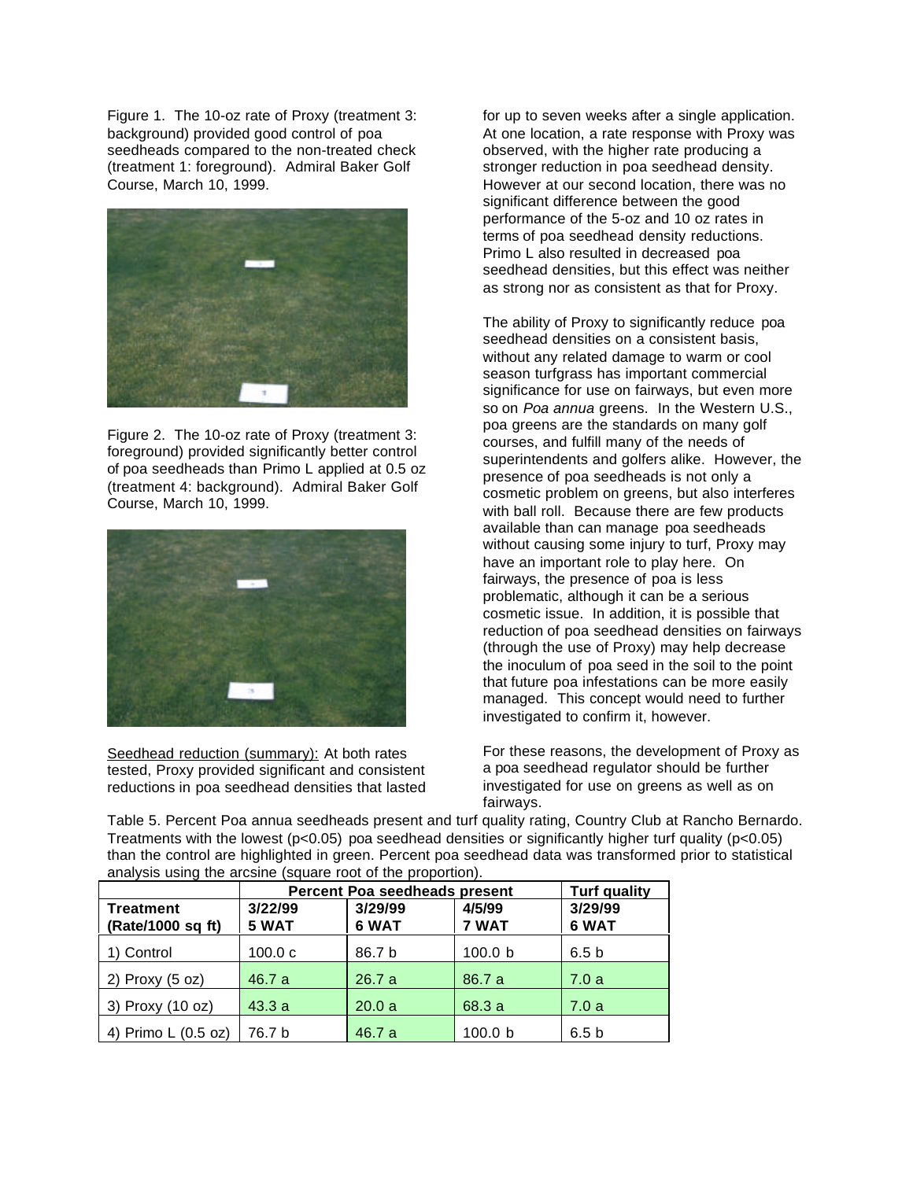Figure 1. The 10-oz rate of Proxy (treatment 3: background) provided good control of poa seedheads compared to the non-treated check (treatment 1: foreground). Admiral Baker Golf Course, March 10, 1999.

Figure 2. The 10-oz rate of Proxy (treatment 3: foreground) provided significantly better control of poa seedheads than Primo L applied at 0.5 oz (treatment 4: background). Admiral Baker Golf Course, March 10, 1999.

Seedhead reduction (summary): At both rates tested, Proxy provided significant and consistent reductions in poa seedhead densities that lasted for up to seven weeks after a single application. At one location, a rate response with Proxy was observed, with the higher rate producing a stronger reduction in poa seedhead density. However at our second location, there was no significant difference between the good performance of the 5-oz and 10 oz rates in terms of poa seedhead density reductions. Primo L also resulted in decreased poa seedhead densities, but this effect was neither as strong nor as consistent as that for Proxy.

The ability of Proxy to significantly reduce poa seedhead densities on a consistent basis, without any related damage to warm or cool season turfgrass has important commercial significance for use on fairways, but even more so on *Poa annua* greens. In the Western U.S., poa greens are the standards on many golf courses, and fulfill many of the needs of superintendents and golfers alike. However, the presence of poa seedheads is not only a cosmetic problem on greens, but also interferes with ball roll. Because there are few products available than can manage poa seedheads without causing some injury to turf, Proxy may have an important role to play here. On fairways, the presence of poa is less problematic, although it can be a serious cosmetic issue. In addition, it is possible that reduction of poa seedhead densities on fairways (through the use of Proxy) may help decrease the inoculum of poa seed in the soil to the point that future poa infestations can be more easily managed. This concept would need to further investigated to confirm it, however.

For these reasons, the development of Proxy as a poa seedhead regulator should be further investigated for use on greens as well as on fairways.

Table 5. Percent Poa annua seedheads present and turf quality rating, Country Club at Rancho Bernardo. Treatments with the lowest ($p<0.05$) poa seedhead densities or significantly higher turf quality ($p<0.05$) than the control are highlighted in green. Percent poa seedhead data was transformed prior to statistical analysis using the arcsine (square root of the proportion).

| | Percent Poa seedheads present | | | Turf quality |
|---|---|---|---|---|
| **Treatment (Rate/1000 sq ft)** | **3/22/99 5 WAT** | **3/29/99 6 WAT** | **4/5/99 7 WAT** | **3/29/99 6 WAT** |
| 1) Control | 100.0 c | 86.7 b | 100.0 b | 6.5 b |
| 2) Proxy (5 oz) | 46.7 a | 26.7 a | 86.7 a | 7.0 a |
| 3) Proxy (10 oz) | 43.3 a | 20.0 a | 68.3 a | 7.0 a |
| 4) Primo L (0.5 oz) | 76.7 b | 46.7 a | 100.0 b | 6.5 b |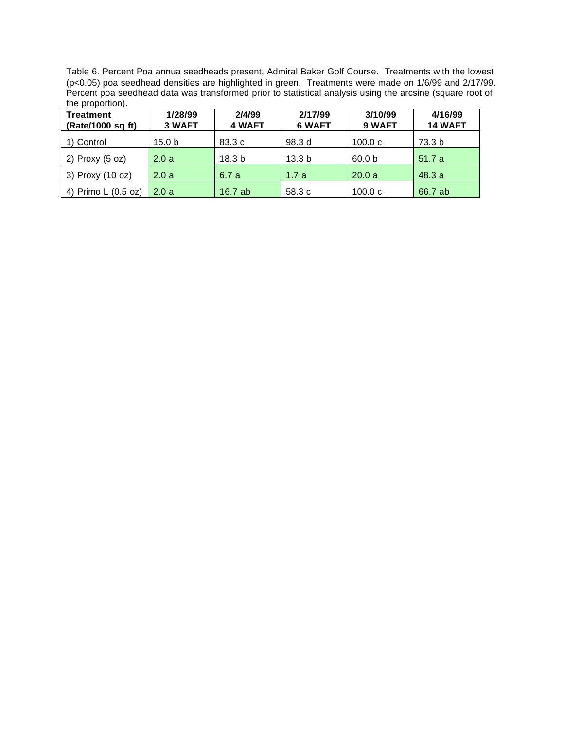Table 6. Percent Poa annua seedheads present, Admiral Baker Golf Course. Treatments with the lowest ($p<0.05$) poa seedhead densities are highlighted in green. Treatments were made on 1/6/99 and 2/17/99. Percent poa seedhead data was transformed prior to statistical analysis using the arcsine (square root of the proportion).

| **Treatment (Rate/1000 sq ft)** | **1/28/99 3 WAFT** | **2/4/99 4 WAFT** | **2/17/99 6 WAFT** | **3/10/99 9 WAFT** | **4/16/99 14 WAFT** |
|---|---|---|---|---|---|
| 1) Control | 15.0 b | 83.3 c | 98.3 d | 100.0 c | 73.3 b |
| 2) Proxy (5 oz) | 2.0 a | 18.3 b | 13.3 b | 60.0 b | 51.7 a |
| 3) Proxy (10 oz) | 2.0 a | 6.7 a | 1.7 a | 20.0 a | 48.3 a |
| 4) Primo L (0.5 oz) | 2.0 a | 16.7 ab | 58.3 c | 100.0 c | 66.7 ab |